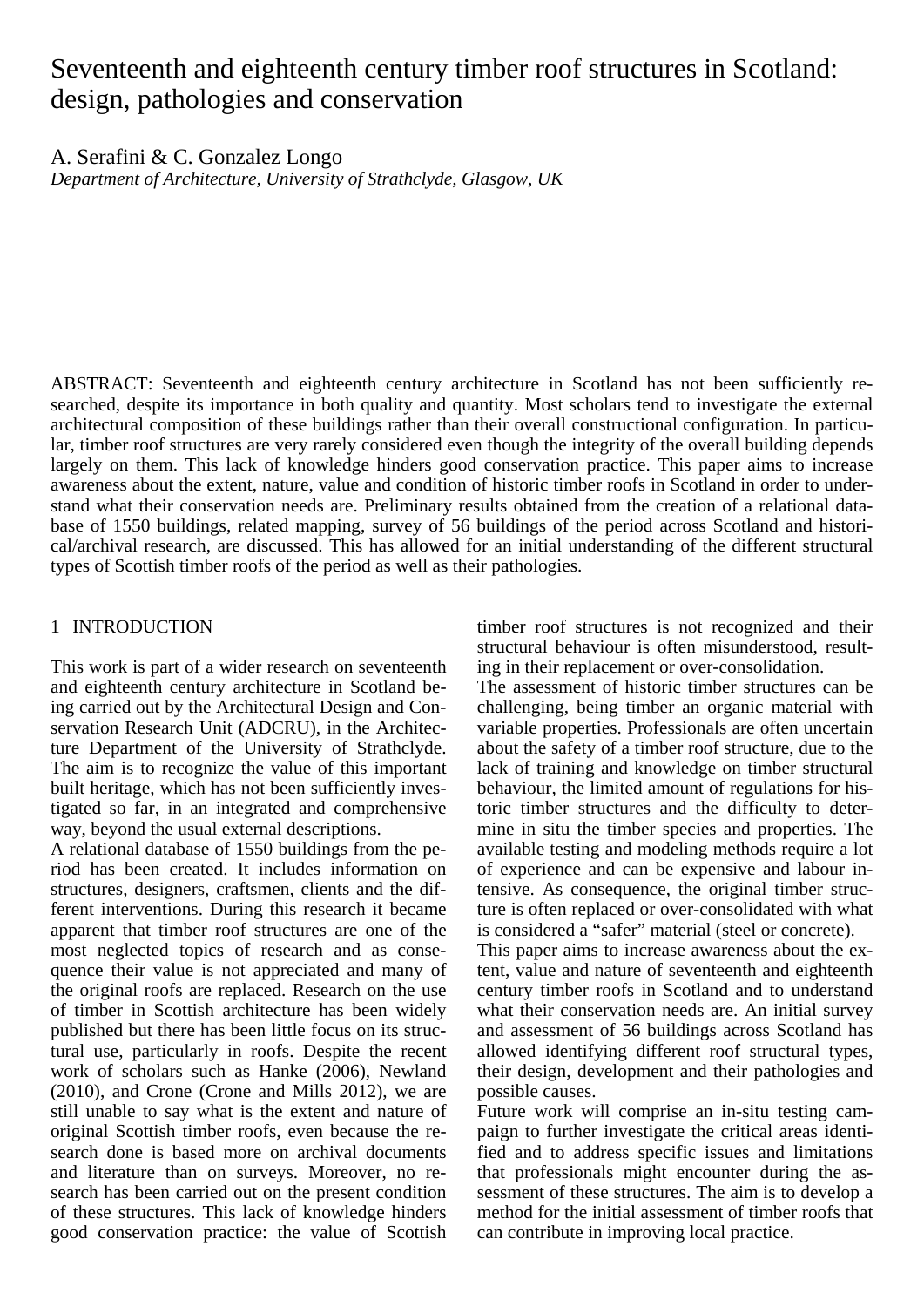# Seventeenth and eighteenth century timber roof structures in Scotland: design, pathologies and conservation

A. Serafini & C. Gonzalez Longo

*Department of Architecture, University of Strathclyde, Glasgow, UK*

ABSTRACT: Seventeenth and eighteenth century architecture in Scotland has not been sufficiently researched, despite its importance in both quality and quantity. Most scholars tend to investigate the external architectural composition of these buildings rather than their overall constructional configuration. In particular, timber roof structures are very rarely considered even though the integrity of the overall building depends largely on them. This lack of knowledge hinders good conservation practice. This paper aims to increase awareness about the extent, nature, value and condition of historic timber roofs in Scotland in order to understand what their conservation needs are. Preliminary results obtained from the creation of a relational database of 1550 buildings, related mapping, survey of 56 buildings of the period across Scotland and historical/archival research, are discussed. This has allowed for an initial understanding of the different structural types of Scottish timber roofs of the period as well as their pathologies.

## 1 INTRODUCTION

This work is part of a wider research on seventeenth and eighteenth century architecture in Scotland being carried out by the Architectural Design and Conservation Research Unit (ADCRU), in the Architecture Department of the University of Strathclyde. The aim is to recognize the value of this important built heritage, which has not been sufficiently investigated so far, in an integrated and comprehensive way, beyond the usual external descriptions.

A relational database of 1550 buildings from the period has been created. It includes information on structures, designers, craftsmen, clients and the different interventions. During this research it became apparent that timber roof structures are one of the most neglected topics of research and as consequence their value is not appreciated and many of the original roofs are replaced. Research on the use of timber in Scottish architecture has been widely published but there has been little focus on its structural use, particularly in roofs. Despite the recent work of scholars such as Hanke (2006), Newland (2010), and Crone (Crone and Mills 2012), we are still unable to say what is the extent and nature of original Scottish timber roofs, even because the research done is based more on archival documents and literature than on surveys. Moreover, no research has been carried out on the present condition of these structures. This lack of knowledge hinders good conservation practice: the value of Scottish timber roof structures is not recognized and their structural behaviour is often misunderstood, resulting in their replacement or over-consolidation.

The assessment of historic timber structures can be challenging, being timber an organic material with variable properties. Professionals are often uncertain about the safety of a timber roof structure, due to the lack of training and knowledge on timber structural behaviour, the limited amount of regulations for historic timber structures and the difficulty to determine in situ the timber species and properties. The available testing and modeling methods require a lot of experience and can be expensive and labour intensive. As consequence, the original timber structure is often replaced or over-consolidated with what is considered a "safer" material (steel or concrete).

This paper aims to increase awareness about the extent, value and nature of seventeenth and eighteenth century timber roofs in Scotland and to understand what their conservation needs are. An initial survey and assessment of 56 buildings across Scotland has allowed identifying different roof structural types, their design, development and their pathologies and possible causes.

Future work will comprise an in-situ testing campaign to further investigate the critical areas identified and to address specific issues and limitations that professionals might encounter during the assessment of these structures. The aim is to develop a method for the initial assessment of timber roofs that can contribute in improving local practice.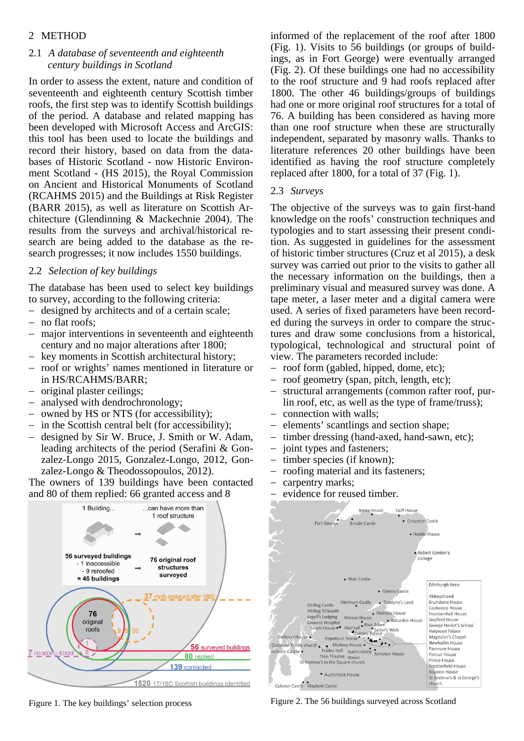## 2 METHOD

### 2.1 *A database of seventeenth and eighteenth century buildings in Scotland*

In order to assess the extent, nature and condition of seventeenth and eighteenth century Scottish timber roofs, the first step was to identify Scottish buildings of the period. A database and related mapping has been developed with Microsoft Access and ArcGIS: this tool has been used to locate the buildings and record their history, based on data from the databases of Historic Scotland - now Historic Environment Scotland - (HS 2015), the Royal Commission on Ancient and Historical Monuments of Scotland (RCAHMS 2015) and the Buildings at Risk Register (BARR 2015), as well as literature on Scottish Architecture (Glendinning & Mackechnie 2004). The results from the surveys and archival/historical research are being added to the database as the research progresses; it now includes 1550 buildings.

### 2.2 *Selection of key buildings*

The database has been used to select key buildings to survey, according to the following criteria:

- designed by architects and of a certain scale;
- no flat roofs;
- major interventions in seventeenth and eighteenth century and no major alterations after 1800;
- key moments in Scottish architectural history;
- roof or wrights' names mentioned in literature or in HS/RCAHMS/BARR;
- original plaster ceilings;
- analysed with dendrochronology;
- owned by HS or NTS (for accessibility);
- in the Scottish central belt (for accessibility);
- designed by Sir W. Bruce, J. Smith or W. Adam, leading architects of the period (Serafini & Gonzalez-Longo 2015, Gonzalez-Longo, 2012, Gonzalez-Longo & Theodossopoulos, 2012).

The owners of 139 buildings have been contacted and 80 of them replied: 66 granted access and 8 informed of the replacement of the roof after 1800 (Fig. 1). Visits to 56 buildings (or groups of buildings, as in Fort George) were eventually arranged (Fig. 2). Of these buildings one had no accessibility to the roof structure and 9 had roofs replaced after 1800. The other 46 buildings/groups of buildings had one or more original roof structures for a total of 76. A building has been considered as having more than one roof structure when these are structurally independent, separated by masonry walls. Thanks to literature references 20 other buildings have been identified as having the roof structure completely replaced after 1800, for a total of 37 (Fig. 1).

Figure 1. The key buildings' selection process

### 2.3 *Surveys*

The objective of the surveys was to gain first-hand knowledge on the roofs' construction techniques and typologies and to start assessing their present condition. As suggested in guidelines for the assessment of historic timber structures (Cruz et al 2015), a desk survey was carried out prior to the visits to gather all the necessary information on the buildings, then a preliminary visual and measured survey was done. A tape meter, a laser meter and a digital camera were used. A series of fixed parameters have been recorded during the surveys in order to compare the structures and draw some conclusions from a historical, typological, technological and structural point of view. The parameters recorded include:

- roof form (gabled, hipped, dome, etc);
- roof geometry (span, pitch, length, etc);
- structural arrangements (common rafter roof, purlin roof, etc, as well as the type of frame/truss);
- connection with walls;
- elements' scantlings and section shape;
- timber dressing (hand-axed, hand-sawn, etc);
- joint types and fasteners;
- timber species (if known);
- roofing material and its fasteners;
- carpentry marks;
- evidence for reused timber.

Figure 2. The 56 buildings surveyed across Scotland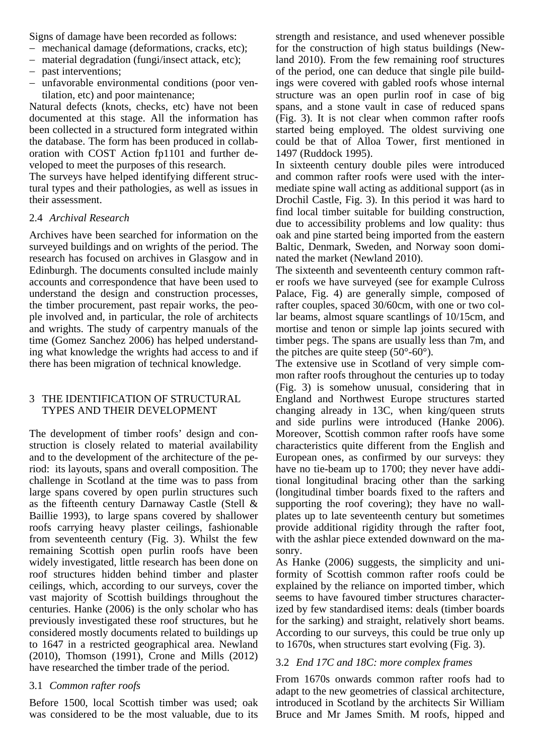Signs of damage have been recorded as follows:

- mechanical damage (deformations, cracks, etc);
- material degradation (fungi/insect attack, etc);
- past interventions;
- unfavorable environmental conditions (poor ventilation, etc) and poor maintenance;

Natural defects (knots, checks, etc) have not been documented at this stage. All the information has been collected in a structured form integrated within the database. The form has been produced in collaboration with COST Action fp1101 and further developed to meet the purposes of this research.

The surveys have helped identifying different structural types and their pathologies, as well as issues in their assessment.

### 2.4 *Archival Research*

Archives have been searched for information on the surveyed buildings and on wrights of the period. The research has focused on archives in Glasgow and in Edinburgh. The documents consulted include mainly accounts and correspondence that have been used to understand the design and construction processes, the timber procurement, past repair works, the people involved and, in particular, the role of architects and wrights. The study of carpentry manuals of the time (Gomez Sanchez 2006) has helped understanding what knowledge the wrights had access to and if there has been migration of technical knowledge.

## 3 THE IDENTIFICATION OF STRUCTURAL TYPES AND THEIR DEVELOPMENT

The development of timber roofs' design and construction is closely related to material availability and to the development of the architecture of the period: its layouts, spans and overall composition. The challenge in Scotland at the time was to pass from large spans covered by open purlin structures such as the fifteenth century Darnaway Castle (Stell & Baillie 1993), to large spans covered by shallower roofs carrying heavy plaster ceilings, fashionable from seventeenth century (Fig. 3). Whilst the few remaining Scottish open purlin roofs have been widely investigated, little research has been done on roof structures hidden behind timber and plaster ceilings, which, according to our surveys, cover the vast majority of Scottish buildings throughout the centuries. Hanke (2006) is the only scholar who has previously investigated these roof structures, but he considered mostly documents related to buildings up to 1647 in a restricted geographical area. Newland (2010), Thomson (1991), Crone and Mills (2012) have researched the timber trade of the period.

### 3.1 *Common rafter roofs*

Before 1500, local Scottish timber was used; oak was considered to be the most valuable, due to its strength and resistance, and used whenever possible for the construction of high status buildings (Newland 2010). From the few remaining roof structures of the period, one can deduce that single pile buildings were covered with gabled roofs whose internal structure was an open purlin roof in case of big spans, and a stone vault in case of reduced spans (Fig. 3). It is not clear when common rafter roofs started being employed. The oldest surviving one could be that of Alloa Tower, first mentioned in 1497 (Ruddock 1995).

In sixteenth century double piles were introduced and common rafter roofs were used with the intermediate spine wall acting as additional support (as in Drochil Castle, Fig. 3). In this period it was hard to find local timber suitable for building construction, due to accessibility problems and low quality: thus oak and pine started being imported from the eastern Baltic, Denmark, Sweden, and Norway soon dominated the market (Newland 2010).

The sixteenth and seventeenth century common rafter roofs we have surveyed (see for example Culross Palace, Fig. 4) are generally simple, composed of rafter couples, spaced 30/60cm, with one or two collar beams, almost square scantlings of 10/15cm, and mortise and tenon or simple lap joints secured with timber pegs. The spans are usually less than 7m, and the pitches are quite steep (50°-60°).

The extensive use in Scotland of very simple common rafter roofs throughout the centuries up to today (Fig. 3) is somehow unusual, considering that in England and Northwest Europe structures started changing already in 13C, when king/queen struts and side purlins were introduced (Hanke 2006). Moreover, Scottish common rafter roofs have some characteristics quite different from the English and European ones, as confirmed by our surveys: they have no tie-beam up to 1700; they never have additional longitudinal bracing other than the sarking (longitudinal timber boards fixed to the rafters and supporting the roof covering); they have no wall-plates up to late seventeenth century but sometimes provide additional rigidity through the rafter foot, with the ashlar piece extended downward on the masonry.

As Hanke (2006) suggests, the simplicity and uniformity of Scottish common rafter roofs could be explained by the reliance on imported timber, which seems to have favoured timber structures characterized by few standardised items: deals (timber boards for the sarking) and straight, relatively short beams. According to our surveys, this could be true only up to 1670s, when structures start evolving (Fig. 3).

### 3.2 *End 17C and 18C: more complex frames*

From 1670s onwards common rafter roofs had to adapt to the new geometries of classical architecture, introduced in Scotland by the architects Sir William Bruce and Mr James Smith. M roofs, hipped and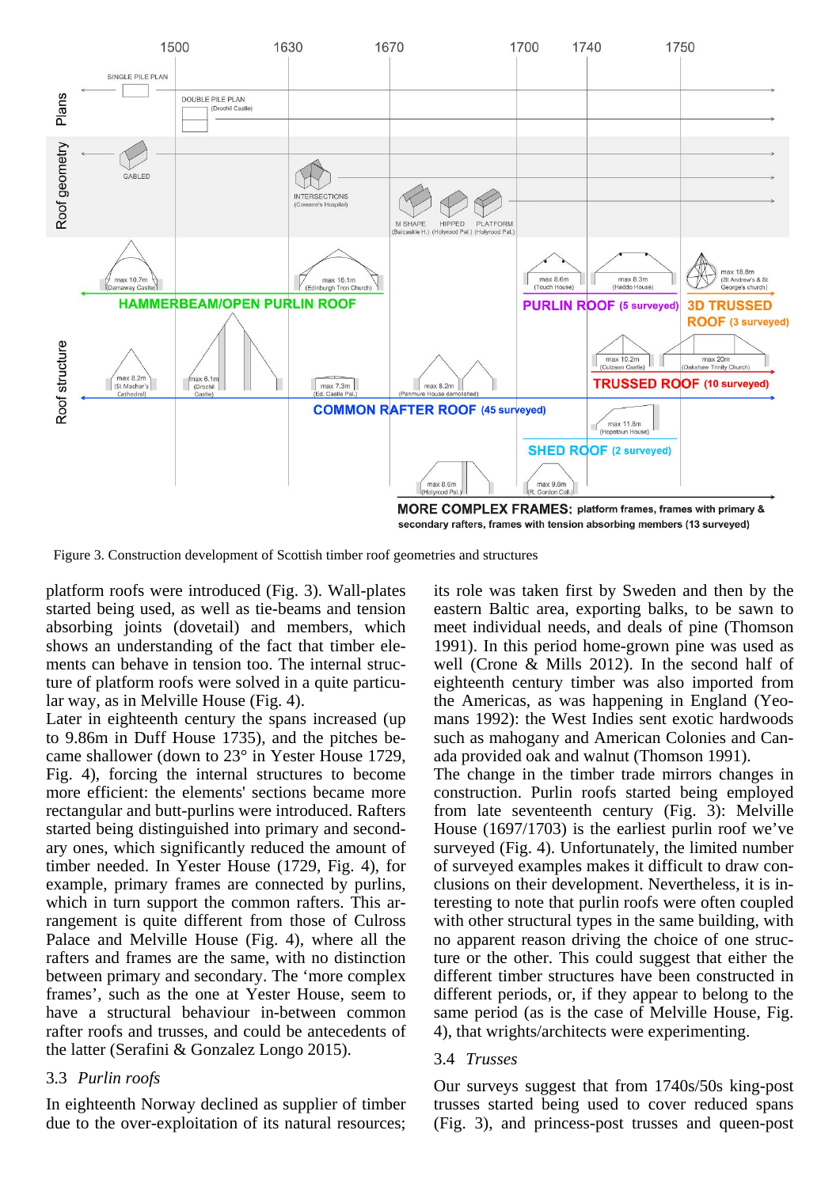Figure 3. Construction development of Scottish timber roof geometries and structures

platform roofs were introduced (Fig. 3). Wall-plates started being used, as well as tie-beams and tension absorbing joints (dovetail) and members, which shows an understanding of the fact that timber elements can behave in tension too. The internal structure of platform roofs were solved in a quite particular way, as in Melville House (Fig. 4).

Later in eighteenth century the spans increased (up to 9.86m in Duff House 1735), and the pitches became shallower (down to 23° in Yester House 1729, Fig. 4), forcing the internal structures to become more efficient: the elements' sections became more rectangular and butt-purlins were introduced. Rafters started being distinguished into primary and secondary ones, which significantly reduced the amount of timber needed. In Yester House (1729, Fig. 4), for example, primary frames are connected by purlins, which in turn support the common rafters. This arrangement is quite different from those of Culross Palace and Melville House (Fig. 4), where all the rafters and frames are the same, with no distinction between primary and secondary. The 'more complex frames', such as the one at Yester House, seem to have a structural behaviour in-between common rafter roofs and trusses, and could be antecedents of the latter (Serafini & Gonzalez Longo 2015).

### 3.3 *Purlin roofs*

In eighteenth Norway declined as supplier of timber due to the over-exploitation of its natural resources; its role was taken first by Sweden and then by the eastern Baltic area, exporting balks, to be sawn to meet individual needs, and deals of pine (Thomson 1991). In this period home-grown pine was used as well (Crone & Mills 2012). In the second half of eighteenth century timber was also imported from the Americas, as was happening in England (Yeomans 1992): the West Indies sent exotic hardwoods such as mahogany and American Colonies and Canada provided oak and walnut (Thomson 1991).

The change in the timber trade mirrors changes in construction. Purlin roofs started being employed from late seventeenth century (Fig. 3): Melville House (1697/1703) is the earliest purlin roof we've surveyed (Fig. 4). Unfortunately, the limited number of surveyed examples makes it difficult to draw conclusions on their development. Nevertheless, it is interesting to note that purlin roofs were often coupled with other structural types in the same building, with no apparent reason driving the choice of one structure or the other. This could suggest that either the different timber structures have been constructed in different periods, or, if they appear to belong to the same period (as is the case of Melville House, Fig. 4), that wrights/architects were experimenting.

### 3.4 *Trusses*

Our surveys suggest that from 1740s/50s king-post trusses started being used to cover reduced spans (Fig. 3), and princess-post trusses and queen-post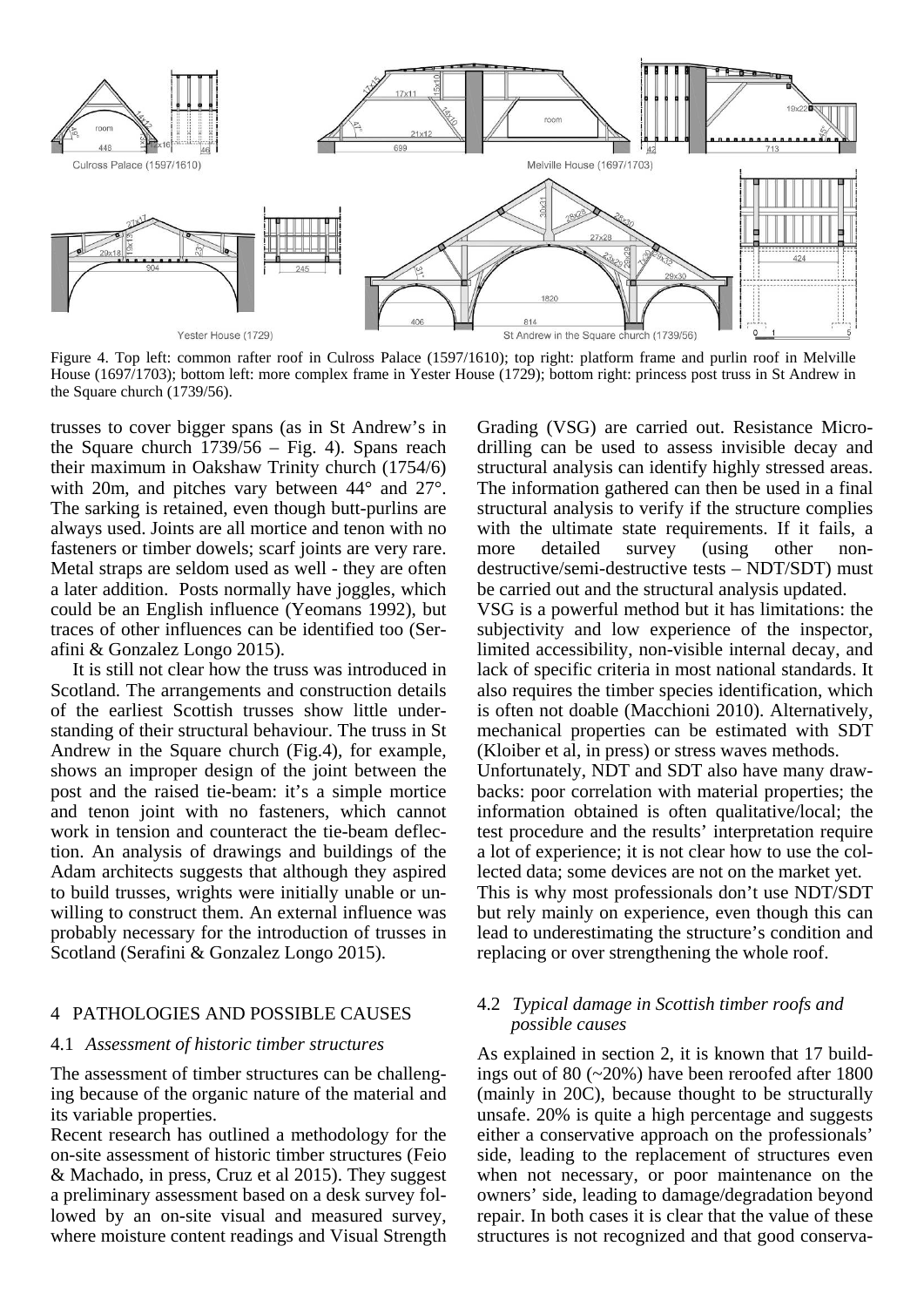Figure 4. Top left: common rafter roof in Culross Palace (1597/1610); top right: platform frame and purlin roof in Melville House (1697/1703); bottom left: more complex frame in Yester House (1729); bottom right: princess post truss in St Andrew in the Square church (1739/56).

trusses to cover bigger spans (as in St Andrew's in the Square church 1739/56 – Fig. 4). Spans reach their maximum in Oakshaw Trinity church (1754/6) with 20m, and pitches vary between 44° and 27°. The sarking is retained, even though butt-purlins are always used. Joints are all mortice and tenon with no fasteners or timber dowels; scarf joints are very rare. Metal straps are seldom used as well - they are often a later addition. Posts normally have joggles, which could be an English influence (Yeomans 1992), but traces of other influences can be identified too (Serafini & Gonzalez Longo 2015).

It is still not clear how the truss was introduced in Scotland. The arrangements and construction details of the earliest Scottish trusses show little understanding of their structural behaviour. The truss in St Andrew in the Square church (Fig.4), for example, shows an improper design of the joint between the post and the raised tie-beam: it's a simple mortice and tenon joint with no fasteners, which cannot work in tension and counteract the tie-beam deflection. An analysis of drawings and buildings of the Adam architects suggests that although they aspired to build trusses, wrights were initially unable or unwilling to construct them. An external influence was probably necessary for the introduction of trusses in Scotland (Serafini & Gonzalez Longo 2015).

## 4 PATHOLOGIES AND POSSIBLE CAUSES

### 4.1 *Assessment of historic timber structures*

The assessment of timber structures can be challenging because of the organic nature of the material and its variable properties.

Recent research has outlined a methodology for the on-site assessment of historic timber structures (Feio & Machado, in press, Cruz et al 2015). They suggest a preliminary assessment based on a desk survey followed by an on-site visual and measured survey, where moisture content readings and Visual Strength Grading (VSG) are carried out. Resistance Micro-drilling can be used to assess invisible decay and structural analysis can identify highly stressed areas. The information gathered can then be used in a final structural analysis to verify if the structure complies with the ultimate state requirements. If it fails, a more detailed survey (using other non-destructive/semi-destructive tests – NDT/SDT) must be carried out and the structural analysis updated.

VSG is a powerful method but it has limitations: the subjectivity and low experience of the inspector, limited accessibility, non-visible internal decay, and lack of specific criteria in most national standards. It also requires the timber species identification, which is often not doable (Macchioni 2010). Alternatively, mechanical properties can be estimated with SDT (Kloiber et al, in press) or stress waves methods.

Unfortunately, NDT and SDT also have many drawbacks: poor correlation with material properties; the information obtained is often qualitative/local; the test procedure and the results' interpretation require a lot of experience; it is not clear how to use the collected data; some devices are not on the market yet.

This is why most professionals don't use NDT/SDT but rely mainly on experience, even though this can lead to underestimating the structure's condition and replacing or over strengthening the whole roof.

### 4.2 *Typical damage in Scottish timber roofs and possible causes*

As explained in section 2, it is known that 17 buildings out of 80 (~20%) have been reroofed after 1800 (mainly in 20C), because thought to be structurally unsafe. 20% is quite a high percentage and suggests either a conservative approach on the professionals' side, leading to the replacement of structures even when not necessary, or poor maintenance on the owners' side, leading to damage/degradation beyond repair. In both cases it is clear that the value of these structures is not recognized and that good conserva-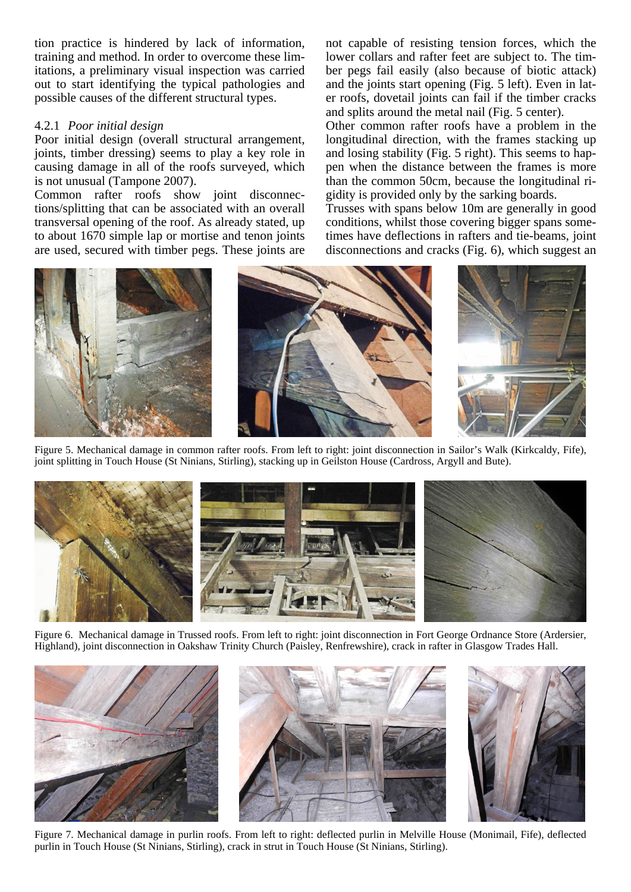tion practice is hindered by lack of information, training and method. In order to overcome these limitations, a preliminary visual inspection was carried out to start identifying the typical pathologies and possible causes of the different structural types.

#### 4.2.1 *Poor initial design*

Poor initial design (overall structural arrangement, joints, timber dressing) seems to play a key role in causing damage in all of the roofs surveyed, which is not unusual (Tampone 2007).

Common rafter roofs show joint disconnections/splitting that can be associated with an overall transversal opening of the roof. As already stated, up to about 1670 simple lap or mortise and tenon joints are used, secured with timber pegs. These joints are not capable of resisting tension forces, which the lower collars and rafter feet are subject to. The timber pegs fail easily (also because of biotic attack) and the joints start opening (Fig. 5 left). Even in later roofs, dovetail joints can fail if the timber cracks and splits around the metal nail (Fig. 5 center).

Other common rafter roofs have a problem in the longitudinal direction, with the frames stacking up and losing stability (Fig. 5 right). This seems to happen when the distance between the frames is more than the common 50cm, because the longitudinal rigidity is provided only by the sarking boards.

Trusses with spans below 10m are generally in good conditions, whilst those covering bigger spans sometimes have deflections in rafters and tie-beams, joint disconnections and cracks (Fig. 6), which suggest an

Figure 5. Mechanical damage in common rafter roofs. From left to right: joint disconnection in Sailor's Walk (Kirkcaldy, Fife), joint splitting in Touch House (St Ninians, Stirling), stacking up in Geilston House (Cardross, Argyll and Bute).

Figure 6. Mechanical damage in Trussed roofs. From left to right: joint disconnection in Fort George Ordnance Store (Ardersier, Highland), joint disconnection in Oakshaw Trinity Church (Paisley, Renfrewshire), crack in rafter in Glasgow Trades Hall.

Figure 7. Mechanical damage in purlin roofs. From left to right: deflected purlin in Melville House (Monimail, Fife), deflected purlin in Touch House (St Ninians, Stirling), crack in strut in Touch House (St Ninians, Stirling).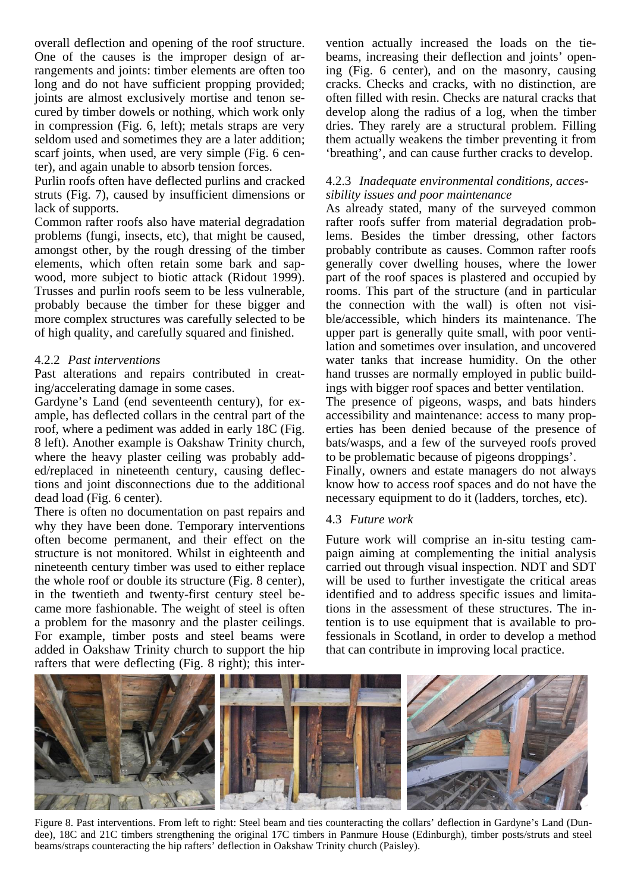overall deflection and opening of the roof structure. One of the causes is the improper design of arrangements and joints: timber elements are often too long and do not have sufficient propping provided; joints are almost exclusively mortise and tenon secured by timber dowels or nothing, which work only in compression (Fig. 6, left); metals straps are very seldom used and sometimes they are a later addition; scarf joints, when used, are very simple (Fig. 6 center), and again unable to absorb tension forces.

Purlin roofs often have deflected purlins and cracked struts (Fig. 7), caused by insufficient dimensions or lack of supports.

Common rafter roofs also have material degradation problems (fungi, insects, etc), that might be caused, amongst other, by the rough dressing of the timber elements, which often retain some bark and sapwood, more subject to biotic attack (Ridout 1999). Trusses and purlin roofs seem to be less vulnerable, probably because the timber for these bigger and more complex structures was carefully selected to be of high quality, and carefully squared and finished.

### 4.2.2 *Past interventions*

Past alterations and repairs contributed in creating/accelerating damage in some cases.

Gardyne's Land (end seventeenth century), for example, has deflected collars in the central part of the roof, where a pediment was added in early 18C (Fig. 8 left). Another example is Oakshaw Trinity church, where the heavy plaster ceiling was probably added/replaced in nineteenth century, causing deflections and joint disconnections due to the additional dead load (Fig. 6 center).

There is often no documentation on past repairs and why they have been done. Temporary interventions often become permanent, and their effect on the structure is not monitored. Whilst in eighteenth and nineteenth century timber was used to either replace the whole roof or double its structure (Fig. 8 center), in the twentieth and twenty-first century steel became more fashionable. The weight of steel is often a problem for the masonry and the plaster ceilings. For example, timber posts and steel beams were added in Oakshaw Trinity church to support the hip rafters that were deflecting (Fig. 8 right); this intervention actually increased the loads on the tie-beams, increasing their deflection and joints' opening (Fig. 6 center), and on the masonry, causing cracks. Checks and cracks, with no distinction, are often filled with resin. Checks are natural cracks that develop along the radius of a log, when the timber dries. They rarely are a structural problem. Filling them actually weakens the timber preventing it from 'breathing', and can cause further cracks to develop.

### 4.2.3 *Inadequate environmental conditions, accessibility issues and poor maintenance*

As already stated, many of the surveyed common rafter roofs suffer from material degradation problems. Besides the timber dressing, other factors probably contribute as causes. Common rafter roofs generally cover dwelling houses, where the lower part of the roof spaces is plastered and occupied by rooms. This part of the structure (and in particular the connection with the wall) is often not visible/accessible, which hinders its maintenance. The upper part is generally quite small, with poor ventilation and sometimes over insulation, and uncovered water tanks that increase humidity. On the other hand trusses are normally employed in public buildings with bigger roof spaces and better ventilation.

The presence of pigeons, wasps, and bats hinders accessibility and maintenance: access to many properties has been denied because of the presence of bats/wasps, and a few of the surveyed roofs proved to be problematic because of pigeons droppings'.

Finally, owners and estate managers do not always know how to access roof spaces and do not have the necessary equipment to do it (ladders, torches, etc).

## 4.3 *Future work*

Future work will comprise an in-situ testing campaign aiming at complementing the initial analysis carried out through visual inspection. NDT and SDT will be used to further investigate the critical areas identified and to address specific issues and limitations in the assessment of these structures. The intention is to use equipment that is available to professionals in Scotland, in order to develop a method that can contribute in improving local practice.

Figure 8. Past interventions. From left to right: Steel beam and ties counteracting the collars' deflection in Gardyne's Land (Dundee), 18C and 21C timbers strengthening the original 17C timbers in Panmure House (Edinburgh), timber posts/struts and steel beams/straps counteracting the hip rafters' deflection in Oakshaw Trinity church (Paisley).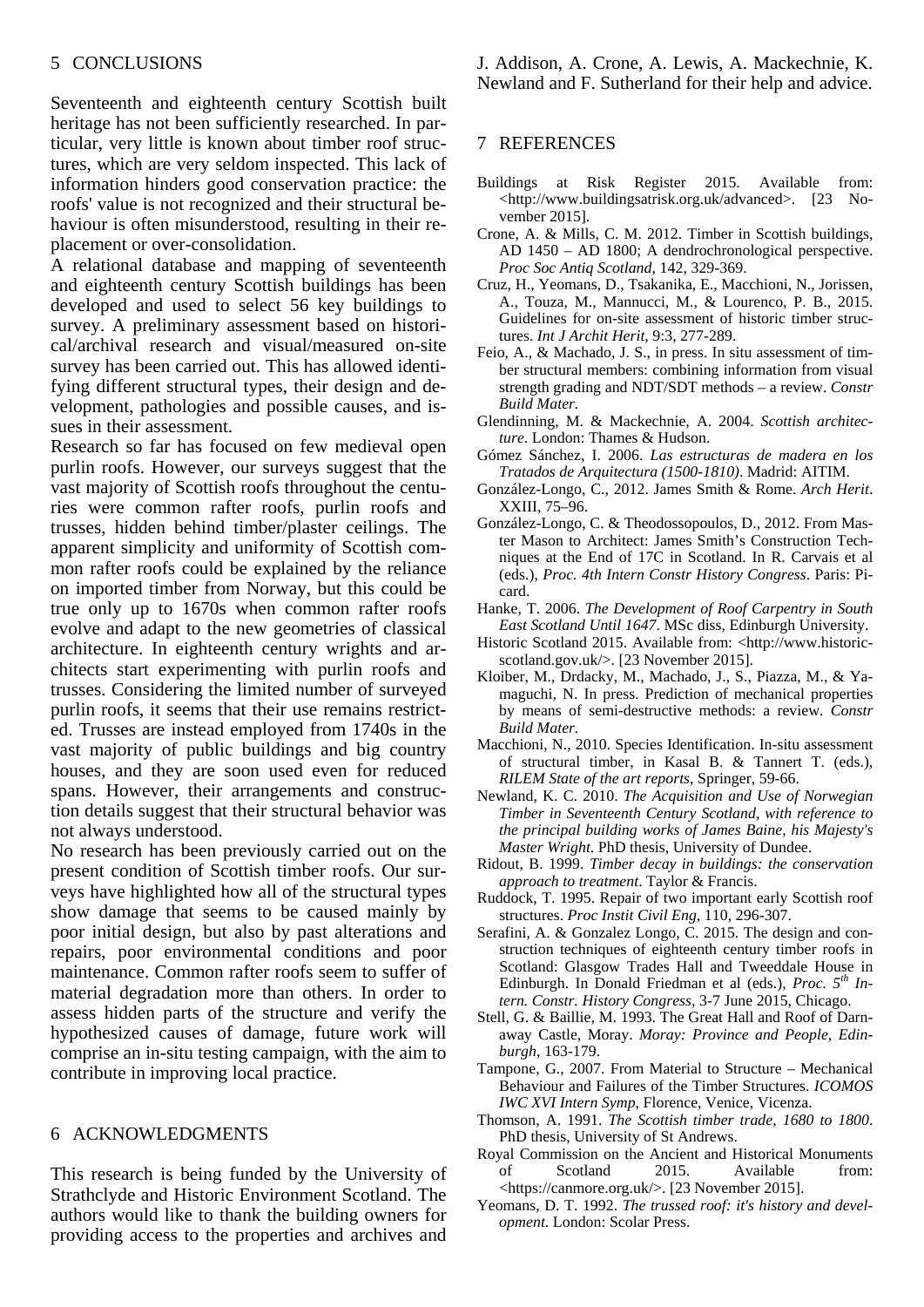## 5 CONCLUSIONS

Seventeenth and eighteenth century Scottish built heritage has not been sufficiently researched. In particular, very little is known about timber roof structures, which are very seldom inspected. This lack of information hinders good conservation practice: the roofs' value is not recognized and their structural behaviour is often misunderstood, resulting in their replacement or over-consolidation.

A relational database and mapping of seventeenth and eighteenth century Scottish buildings has been developed and used to select 56 key buildings to survey. A preliminary assessment based on historical/archival research and visual/measured on-site survey has been carried out. This has allowed identifying different structural types, their design and development, pathologies and possible causes, and issues in their assessment.

Research so far has focused on few medieval open purlin roofs. However, our surveys suggest that the vast majority of Scottish roofs throughout the centuries were common rafter roofs, purlin roofs and trusses, hidden behind timber/plaster ceilings. The apparent simplicity and uniformity of Scottish common rafter roofs could be explained by the reliance on imported timber from Norway, but this could be true only up to 1670s when common rafter roofs evolve and adapt to the new geometries of classical architecture. In eighteenth century wrights and architects start experimenting with purlin roofs and trusses. Considering the limited number of surveyed purlin roofs, it seems that their use remains restricted. Trusses are instead employed from 1740s in the vast majority of public buildings and big country houses, and they are soon used even for reduced spans. However, their arrangements and construction details suggest that their structural behavior was not always understood.

No research has been previously carried out on the present condition of Scottish timber roofs. Our surveys have highlighted how all of the structural types show damage that seems to be caused mainly by poor initial design, but also by past alterations and repairs, poor environmental conditions and poor maintenance. Common rafter roofs seem to suffer of material degradation more than others. In order to assess hidden parts of the structure and verify the hypothesized causes of damage, future work will comprise an in-situ testing campaign, with the aim to contribute in improving local practice.

## 6 ACKNOWLEDGMENTS

This research is being funded by the University of Strathclyde and Historic Environment Scotland. The authors would like to thank the building owners for providing access to the properties and archives and J. Addison, A. Crone, A. Lewis, A. Mackechnie, K. Newland and F. Sutherland for their help and advice.

## 7 REFERENCES

Buildings at Risk Register 2015. Available from: <http://www.buildingsatrisk.org.uk/advanced>. [23 November 2015].

Crone, A. & Mills, C. M. 2012. Timber in Scottish buildings, AD 1450 – AD 1800; A dendrochronological perspective. *Proc Soc Antiq Scotland*, 142, 329-369.

Cruz, H., Yeomans, D., Tsakanika, E., Macchioni, N., Jorissen, A., Touza, M., Mannucci, M., & Lourenco, P. B., 2015. Guidelines for on-site assessment of historic timber structures. *Int J Archit Herit*, 9:3, 277-289.

Feio, A., & Machado, J. S., in press. In situ assessment of timber structural members: combining information from visual strength grading and NDT/SDT methods – a review. *Constr Build Mater.*

Glendinning, M. & Mackechnie, A. 2004. *Scottish architecture*. London: Thames & Hudson.

Gómez Sánchez, I. 2006. *Las estructuras de madera en los Tratados de Arquitectura (1500-1810)*. Madrid: AITIM.

González-Longo, C., 2012. James Smith & Rome. *Arch Herit*. XXIII, 75–96.

González-Longo, C. & Theodossopoulos, D., 2012. From Master Mason to Architect: James Smith's Construction Techniques at the End of 17C in Scotland. In R. Carvais et al (eds.), *Proc. 4th Intern Constr History Congress*. Paris: Picard.

Hanke, T. 2006. *The Development of Roof Carpentry in South East Scotland Until 1647*. MSc diss, Edinburgh University.

Historic Scotland 2015. Available from: <http://www.historic-scotland.gov.uk/>. [23 November 2015].

Kloiber, M., Drdacky, M., Machado, J., S., Piazza, M., & Yamaguchi, N. In press. Prediction of mechanical properties by means of semi-destructive methods: a review. *Constr Build Mater.*

Macchioni, N., 2010. Species Identification. In-situ assessment of structural timber, in Kasal B. & Tannert T. (eds.), *RILEM State of the art reports*, Springer, 59-66.

Newland, K. C. 2010. *The Acquisition and Use of Norwegian Timber in Seventeenth Century Scotland, with reference to the principal building works of James Baine, his Majesty's Master Wright*. PhD thesis, University of Dundee.

Ridout, B. 1999. *Timber decay in buildings: the conservation approach to treatment*. Taylor & Francis.

Ruddock, T. 1995. Repair of two important early Scottish roof structures. *Proc Instit Civil Eng*, 110, 296-307.

Serafini, A. & Gonzalez Longo, C. 2015. The design and construction techniques of eighteenth century timber roofs in Scotland: Glasgow Trades Hall and Tweeddale House in Edinburgh. In Donald Friedman et al (eds.), *Proc. 5th Intern. Constr. History Congress*, 3-7 June 2015, Chicago.

Stell, G. & Baillie, M. 1993. The Great Hall and Roof of Darnaway Castle, Moray. *Moray: Province and People, Edinburgh*, 163-179.

Tampone, G., 2007. From Material to Structure – Mechanical Behaviour and Failures of the Timber Structures. *ICOMOS IWC XVI Intern Symp*, Florence, Venice, Vicenza.

Thomson, A. 1991. *The Scottish timber trade, 1680 to 1800*. PhD thesis, University of St Andrews.

Royal Commission on the Ancient and Historical Monuments of Scotland 2015. Available from: <https://canmore.org.uk/>. [23 November 2015].

Yeomans, D. T. 1992. *The trussed roof: it's history and development*. London: Scolar Press.